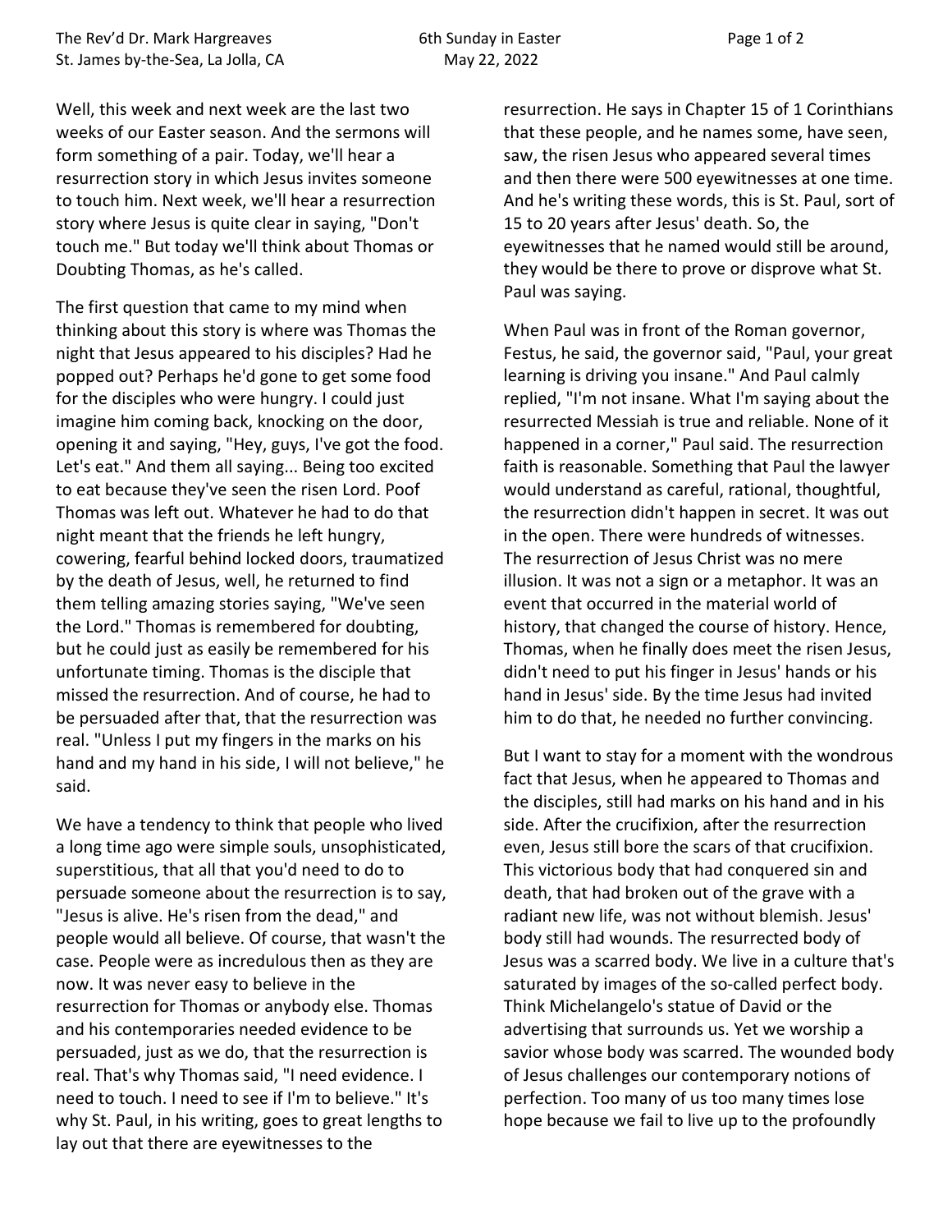Well, this week and next week are the last two weeks of our Easter season. And the sermons will form something of a pair. Today, we'll hear a resurrection story in which Jesus invites someone to touch him. Next week, we'll hear a resurrection story where Jesus is quite clear in saying, "Don't touch me." But today we'll think about Thomas or Doubting Thomas, as he's called.

The first question that came to my mind when thinking about this story is where was Thomas the night that Jesus appeared to his disciples? Had he popped out? Perhaps he'd gone to get some food for the disciples who were hungry. I could just imagine him coming back, knocking on the door, opening it and saying, "Hey, guys, I've got the food. Let's eat." And them all saying... Being too excited to eat because they've seen the risen Lord. Poof Thomas was left out. Whatever he had to do that night meant that the friends he left hungry, cowering, fearful behind locked doors, traumatized by the death of Jesus, well, he returned to find them telling amazing stories saying, "We've seen the Lord." Thomas is remembered for doubting, but he could just as easily be remembered for his unfortunate timing. Thomas is the disciple that missed the resurrection. And of course, he had to be persuaded after that, that the resurrection was real. "Unless I put my fingers in the marks on his hand and my hand in his side, I will not believe," he said.

We have a tendency to think that people who lived a long time ago were simple souls, unsophisticated, superstitious, that all that you'd need to do to persuade someone about the resurrection is to say, "Jesus is alive. He's risen from the dead," and people would all believe. Of course, that wasn't the case. People were as incredulous then as they are now. It was never easy to believe in the resurrection for Thomas or anybody else. Thomas and his contemporaries needed evidence to be persuaded, just as we do, that the resurrection is real. That's why Thomas said, "I need evidence. I need to touch. I need to see if I'm to believe." It's why St. Paul, in his writing, goes to great lengths to lay out that there are eyewitnesses to the resurrection. He says in Chapter 15 of 1 Corinthians that these people, and he names some, have seen, saw, the risen Jesus who appeared several times and then there were 500 eyewitnesses at one time. And he's writing these words, this is St. Paul, sort of 15 to 20 years after Jesus' death. So, the eyewitnesses that he named would still be around, they would be there to prove or disprove what St. Paul was saying.

When Paul was in front of the Roman governor, Festus, he said, the governor said, "Paul, your great learning is driving you insane." And Paul calmly replied, "I'm not insane. What I'm saying about the resurrected Messiah is true and reliable. None of it happened in a corner," Paul said. The resurrection faith is reasonable. Something that Paul the lawyer would understand as careful, rational, thoughtful, the resurrection didn't happen in secret. It was out in the open. There were hundreds of witnesses. The resurrection of Jesus Christ was no mere illusion. It was not a sign or a metaphor. It was an event that occurred in the material world of history, that changed the course of history. Hence, Thomas, when he finally does meet the risen Jesus, didn't need to put his finger in Jesus' hands or his hand in Jesus' side. By the time Jesus had invited him to do that, he needed no further convincing.

But I want to stay for a moment with the wondrous fact that Jesus, when he appeared to Thomas and the disciples, still had marks on his hand and in his side. After the crucifixion, after the resurrection even, Jesus still bore the scars of that crucifixion. This victorious body that had conquered sin and death, that had broken out of the grave with a radiant new life, was not without blemish. Jesus' body still had wounds. The resurrected body of Jesus was a scarred body. We live in a culture that's saturated by images of the so-called perfect body. Think Michelangelo's statue of David or the advertising that surrounds us. Yet we worship a savior whose body was scarred. The wounded body of Jesus challenges our contemporary notions of perfection. Too many of us too many times lose hope because we fail to live up to the profoundly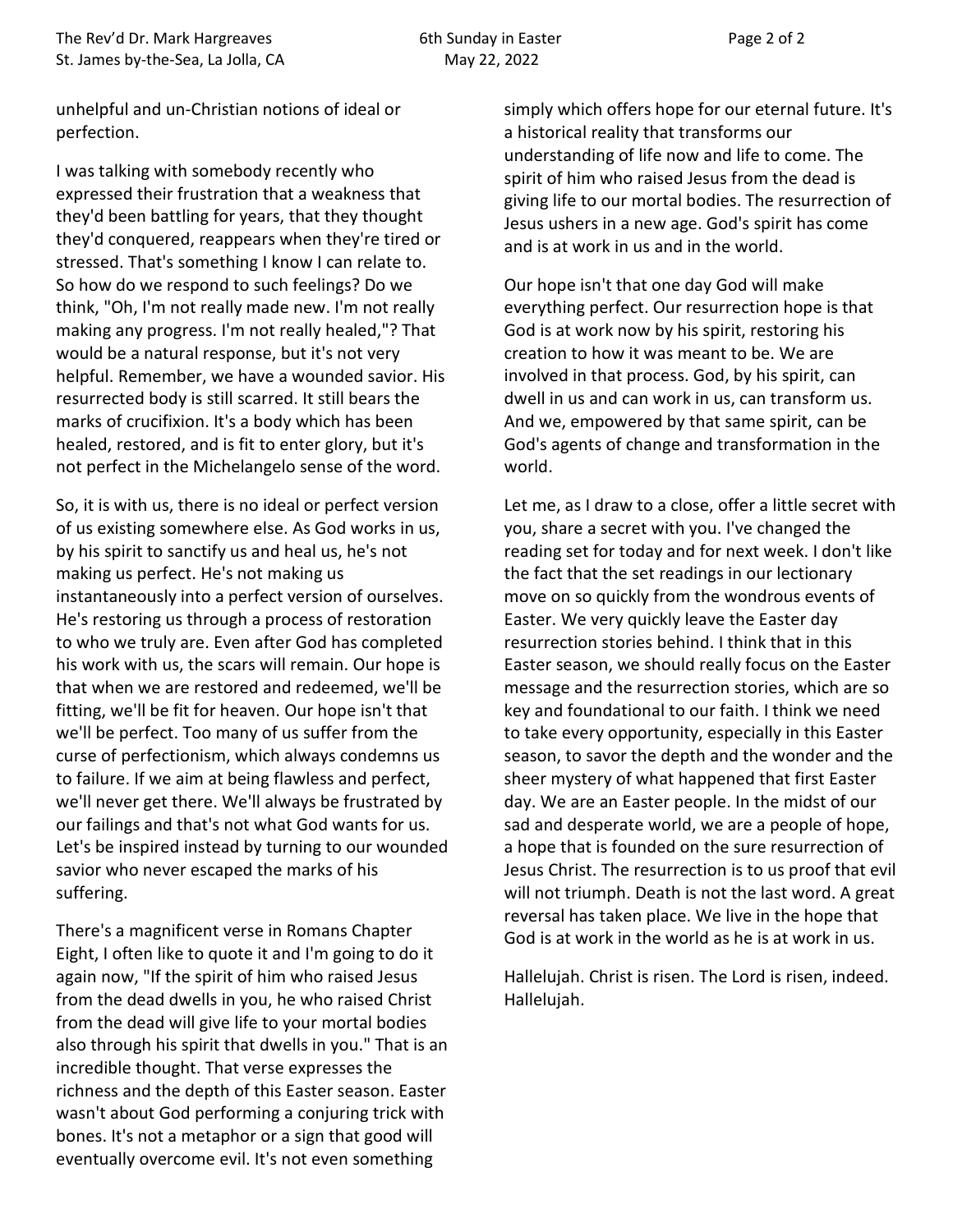unhelpful and un-Christian notions of ideal or perfection.

I was talking with somebody recently who expressed their frustration that a weakness that they'd been battling for years, that they thought they'd conquered, reappears when they're tired or stressed. That's something I know I can relate to. So how do we respond to such feelings? Do we think, "Oh, I'm not really made new. I'm not really making any progress. I'm not really healed,"? That would be a natural response, but it's not very helpful. Remember, we have a wounded savior. His resurrected body is still scarred. It still bears the marks of crucifixion. It's a body which has been healed, restored, and is fit to enter glory, but it's not perfect in the Michelangelo sense of the word.

So, it is with us, there is no ideal or perfect version of us existing somewhere else. As God works in us, by his spirit to sanctify us and heal us, he's not making us perfect. He's not making us instantaneously into a perfect version of ourselves. He's restoring us through a process of restoration to who we truly are. Even after God has completed his work with us, the scars will remain. Our hope is that when we are restored and redeemed, we'll be fitting, we'll be fit for heaven. Our hope isn't that we'll be perfect. Too many of us suffer from the curse of perfectionism, which always condemns us to failure. If we aim at being flawless and perfect, we'll never get there. We'll always be frustrated by our failings and that's not what God wants for us. Let's be inspired instead by turning to our wounded savior who never escaped the marks of his suffering.

There's a magnificent verse in Romans Chapter Eight, I often like to quote it and I'm going to do it again now, "If the spirit of him who raised Jesus from the dead dwells in you, he who raised Christ from the dead will give life to your mortal bodies also through his spirit that dwells in you." That is an incredible thought. That verse expresses the richness and the depth of this Easter season. Easter wasn't about God performing a conjuring trick with bones. It's not a metaphor or a sign that good will eventually overcome evil. It's not even something simply which offers hope for our eternal future. It's a historical reality that transforms our understanding of life now and life to come. The spirit of him who raised Jesus from the dead is giving life to our mortal bodies. The resurrection of Jesus ushers in a new age. God's spirit has come and is at work in us and in the world.

Our hope isn't that one day God will make everything perfect. Our resurrection hope is that God is at work now by his spirit, restoring his creation to how it was meant to be. We are involved in that process. God, by his spirit, can dwell in us and can work in us, can transform us. And we, empowered by that same spirit, can be God's agents of change and transformation in the world.

Let me, as I draw to a close, offer a little secret with you, share a secret with you. I've changed the reading set for today and for next week. I don't like the fact that the set readings in our lectionary move on so quickly from the wondrous events of Easter. We very quickly leave the Easter day resurrection stories behind. I think that in this Easter season, we should really focus on the Easter message and the resurrection stories, which are so key and foundational to our faith. I think we need to take every opportunity, especially in this Easter season, to savor the depth and the wonder and the sheer mystery of what happened that first Easter day. We are an Easter people. In the midst of our sad and desperate world, we are a people of hope, a hope that is founded on the sure resurrection of Jesus Christ. The resurrection is to us proof that evil will not triumph. Death is not the last word. A great reversal has taken place. We live in the hope that God is at work in the world as he is at work in us.

Hallelujah. Christ is risen. The Lord is risen, indeed. Hallelujah.